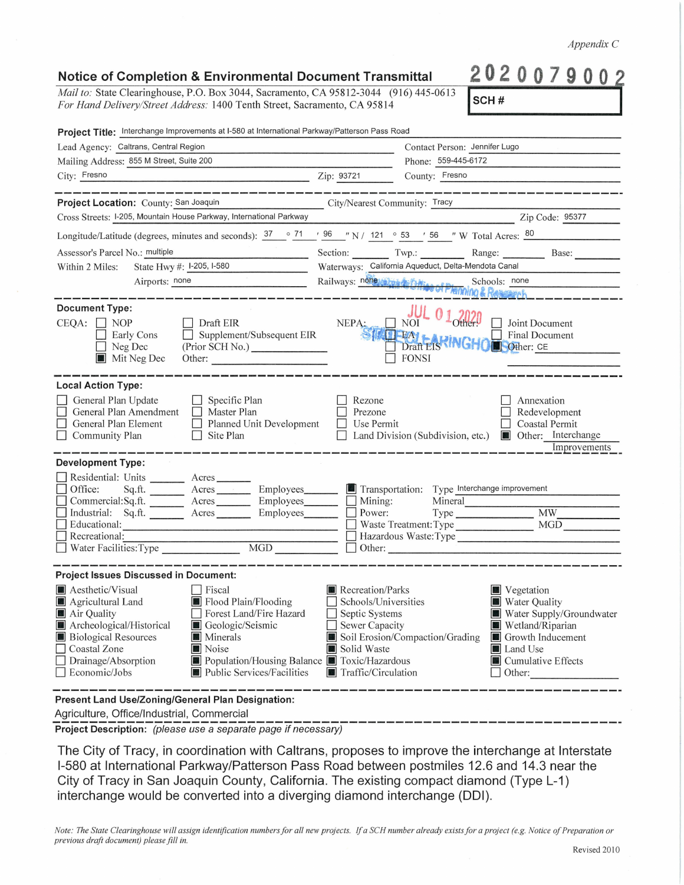Appendix C

# Notice of Completion & Environmental Document Transmittal

**2020079002**

**SCH #**

*Mail to:* State Clearinghouse, P.O. Box 3044, Sacramento, CA 95812-3044 (916) 445-0613
*For Hand Delivery/Street Address:* 1400 Tenth Street, Sacramento, CA 95814

**Project Title:** Interchange Improvements at I-580 at International Parkway/Patterson Pass Road

Lead Agency: Caltrans, Central Region — Contact Person: Jennifer Lugo
Mailing Address: 855 M Street, Suite 200 — Phone: 559-445-6172
City: Fresno — Zip: 93721 — County: Fresno

---

**Project Location:** County: San Joaquin — City/Nearest Community: Tracy
Cross Streets: I-205, Mountain House Parkway, International Parkway — Zip Code: 95377
Longitude/Latitude (degrees, minutes and seconds): 37 ° 71 ′ 96 ″ N / 121 ° 53 ′ 56 ″ W Total Acres: 80
Assessor's Parcel No.: multiple — Section: — Twp.: — Range: — Base:
Within 2 Miles: State Hwy #: I-205, I-580 — Waterways: California Aqueduct, Delta-Mendota Canal
Airports: none — Railways: none — Schools: none

---

**Document Type:**

CEQA: ☐ NOP ☐ Early Cons ☐ Neg Dec ■ Mit Neg Dec ☐ Draft EIR ☐ Supplement/Subsequent EIR (Prior SCH No.) ______ Other: ______

NEPA: ☐ NOI ☐ EA ☐ Draft EIS ☐ FONSI

Other: ☐ Joint Document ☐ Final Document ■ Other: CE

JUL 01 2020 — STATE CLEARINGHOUSE — Governor's Office of Planning & Research

---

**Local Action Type:**

☐ General Plan Update ☐ General Plan Amendment ☐ General Plan Element ☐ Community Plan ☐ Specific Plan ☐ Master Plan ☐ Planned Unit Development ☐ Site Plan ☐ Rezone ☐ Prezone ☐ Use Permit ☐ Land Division (Subdivision, etc.) ☐ Annexation ☐ Redevelopment ☐ Coastal Permit ■ Other: Interchange Improvements

---

**Development Type:**

☐ Residential: Units ____ Acres ____
☐ Office: Sq.ft. ____ Acres ____ Employees ____
☐ Commercial: Sq.ft. ____ Acres ____ Employees ____
☐ Industrial: Sq.ft. ____ Acres ____ Employees ____
☐ Educational: ____
☐ Recreational: ____
☐ Water Facilities: Type ____ MGD ____
■ Transportation: Type Interchange improvement
☐ Mining: Mineral ____
☐ Power: Type ____ MW ____
☐ Waste Treatment: Type ____ MGD ____
☐ Hazardous Waste: Type ____
☐ Other: ____

---

**Project Issues Discussed in Document:**

■ Aesthetic/Visual ■ Agricultural Land ■ Air Quality ■ Archeological/Historical ■ Biological Resources ☐ Coastal Zone ☐ Drainage/Absorption ☐ Economic/Jobs
☐ Fiscal ■ Flood Plain/Flooding ☐ Forest Land/Fire Hazard ■ Geologic/Seismic ■ Minerals ■ Noise ■ Population/Housing Balance ■ Public Services/Facilities
■ Recreation/Parks ☐ Schools/Universities ☐ Septic Systems ☐ Sewer Capacity ■ Soil Erosion/Compaction/Grading ■ Solid Waste ■ Toxic/Hazardous ■ Traffic/Circulation
■ Vegetation ■ Water Quality ■ Water Supply/Groundwater ■ Wetland/Riparian ■ Growth Inducement ■ Land Use ■ Cumulative Effects ☐ Other: ____

---

**Present Land Use/Zoning/General Plan Designation:**

Agriculture, Office/Industrial, Commercial

**Project Description:** *(please use a separate page if necessary)*

The City of Tracy, in coordination with Caltrans, proposes to improve the interchange at Interstate I-580 at International Parkway/Patterson Pass Road between postmiles 12.6 and 14.3 near the City of Tracy in San Joaquin County, California. The existing compact diamond (Type L-1) interchange would be converted into a diverging diamond interchange (DDI).

*Note: The State Clearinghouse will assign identification numbers for all new projects. If a SCH number already exists for a project (e.g. Notice of Preparation or previous draft document) please fill in.*

Revised 2010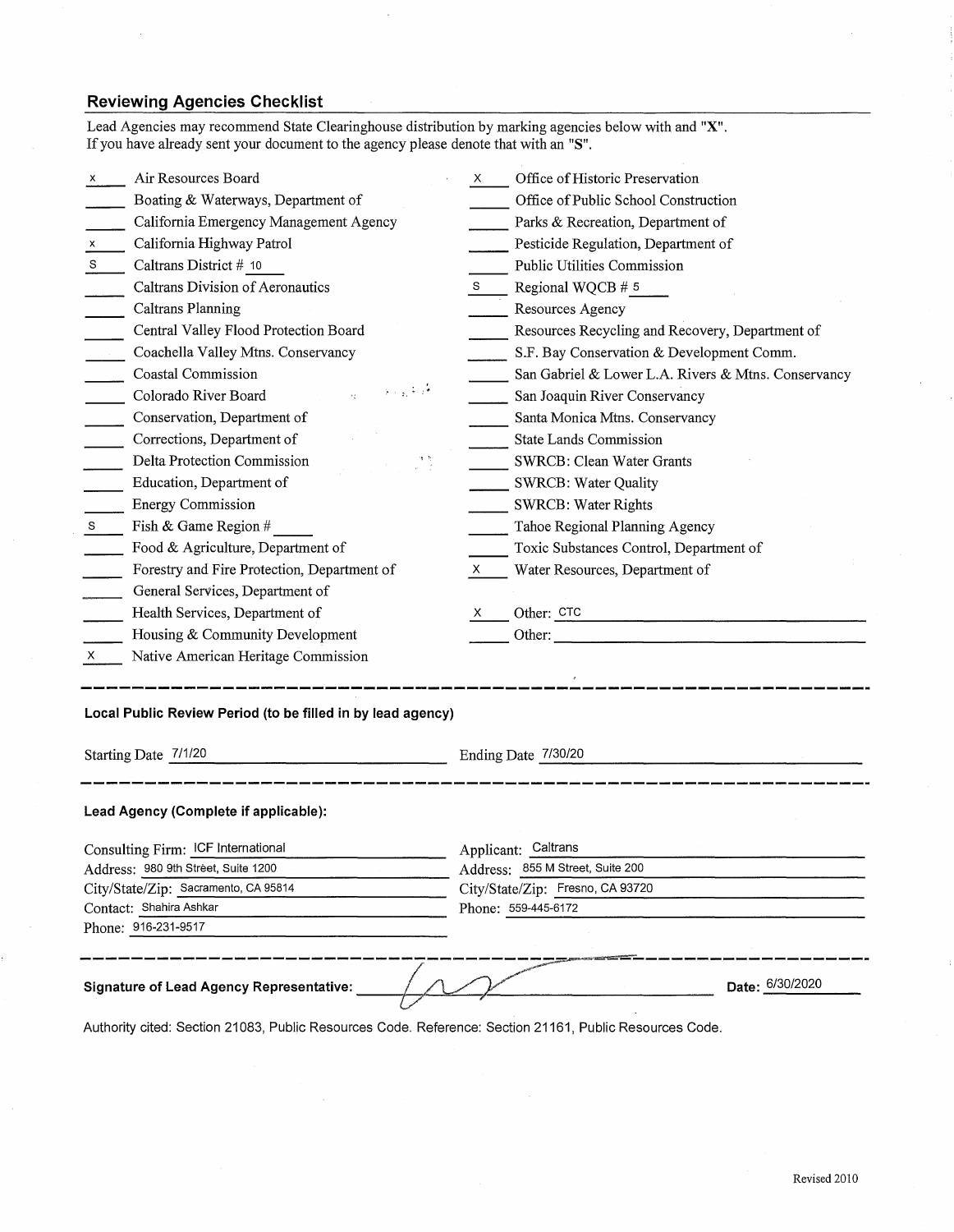## Reviewing Agencies Checklist

Lead Agencies may recommend State Clearinghouse distribution by marking agencies below with and "**X**".
If you have already sent your document to the agency please denote that with an "**S**".

| | | | |
|---|---|---|---|
| x | Air Resources Board | X | Office of Historic Preservation |
| | Boating & Waterways, Department of | | Office of Public School Construction |
| | California Emergency Management Agency | | Parks & Recreation, Department of |
| x | California Highway Patrol | | Pesticide Regulation, Department of |
| S | Caltrans District # 10 | | Public Utilities Commission |
| | Caltrans Division of Aeronautics | S | Regional WQCB # 5 |
| | Caltrans Planning | | Resources Agency |
| | Central Valley Flood Protection Board | | Resources Recycling and Recovery, Department of |
| | Coachella Valley Mtns. Conservancy | | S.F. Bay Conservation & Development Comm. |
| | Coastal Commission | | San Gabriel & Lower L.A. Rivers & Mtns. Conservancy |
| | Colorado River Board | | San Joaquin River Conservancy |
| | Conservation, Department of | | Santa Monica Mtns. Conservancy |
| | Corrections, Department of | | State Lands Commission |
| | Delta Protection Commission | | SWRCB: Clean Water Grants |
| | Education, Department of | | SWRCB: Water Quality |
| | Energy Commission | | SWRCB: Water Rights |
| S | Fish & Game Region # | | Tahoe Regional Planning Agency |
| | Food & Agriculture, Department of | | Toxic Substances Control, Department of |
| | Forestry and Fire Protection, Department of | X | Water Resources, Department of |
| | General Services, Department of | | |
| | Health Services, Department of | X | Other: CTC |
| | Housing & Community Development | | Other: |
| X | Native American Heritage Commission | | |

---

**Local Public Review Period (to be filled in by lead agency)**

Starting Date 7/1/20 Ending Date 7/30/20

---

**Lead Agency (Complete if applicable):**

Consulting Firm: ICF International
Address: 980 9th Street, Suite 1200
City/State/Zip: Sacramento, CA 95814
Contact: Shahira Ashkar
Phone: 916-231-9517

Applicant: Caltrans
Address: 855 M Street, Suite 200
City/State/Zip: Fresno, CA 93720
Phone: 559-445-6172

---

**Signature of Lead Agency Representative:** ____________ **Date:** 6/30/2020

Authority cited: Section 21083, Public Resources Code. Reference: Section 21161, Public Resources Code.

Revised 2010